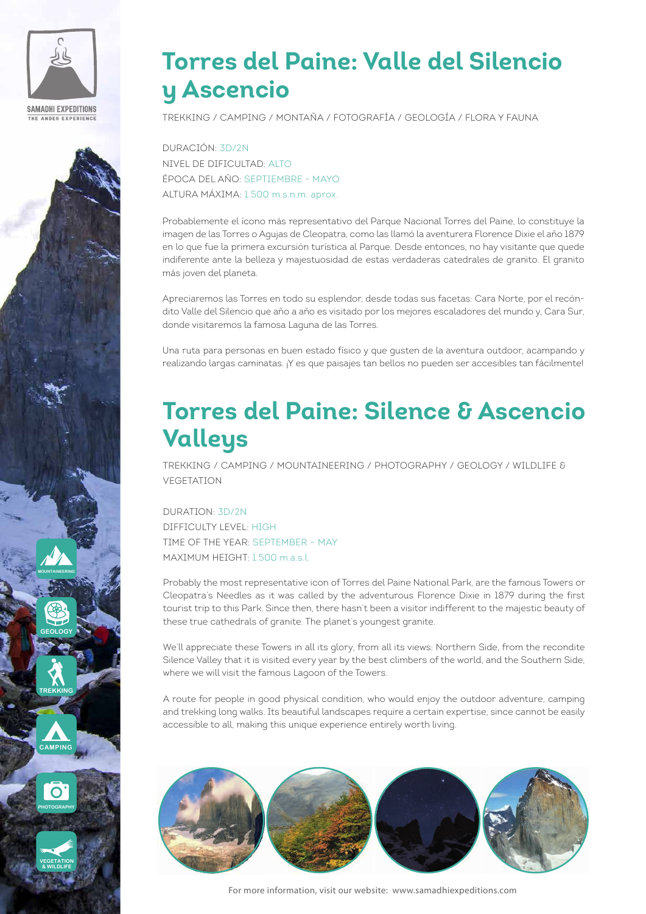# Torres del Paine: Valle del Silencio y Ascencio

TREKKING / CAMPING / MONTAÑA / FOTOGRAFÍA / GEOLOGÍA / FLORA Y FAUNA

DURACIÓN: 3D/2N
NIVEL DE DIFICULTAD: ALTO
ÉPOCA DEL AÑO: SEPTIEMBRE - MAYO
ALTURA MÁXIMA: 1.500 m.s.n.m. aprox.

Probablemente el ícono más representativo del Parque Nacional Torres del Paine, lo constituye la imagen de las Torres o Agujas de Cleopatra, como las llamó la aventurera Florence Dixie el año 1879 en lo que fue la primera excursión turística al Parque. Desde entonces, no hay visitante que quede indiferente ante la belleza y majestuosidad de estas verdaderas catedrales de granito. El granito más joven del planeta.

Apreciaremos las Torres en todo su esplendor, desde todas sus facetas: Cara Norte, por el recóndito Valle del Silencio que año a año es visitado por los mejores escaladores del mundo y, Cara Sur, donde visitaremos la famosa Laguna de las Torres.

Una ruta para personas en buen estado físico y que gusten de la aventura outdoor, acampando y realizando largas caminatas. ¡Y es que paisajes tan bellos no pueden ser accesibles tan fácilmente!

# Torres del Paine: Silence & Ascencio Valleys

TREKKING / CAMPING / MOUNTAINEERING / PHOTOGRAPHY / GEOLOGY / WILDLIFE & VEGETATION

DURATION: 3D/2N
DIFFICULTY LEVEL: HIGH
TIME OF THE YEAR: SEPTEMBER – MAY
MAXIMUM HEIGHT: 1.500 m.a.s.l.

Probably the most representative icon of Torres del Paine National Park, are the famous Towers or Cleopatra's Needles as it was called by the adventurous Florence Dixie in 1879 during the first tourist trip to this Park. Since then, there hasn't been a visitor indifferent to the majestic beauty of these true cathedrals of granite. The planet's youngest granite.

We'll appreciate these Towers in all its glory, from all its views: Northern Side, from the recondite Silence Valley that it is visited every year by the best climbers of the world, and the Southern Side, where we will visit the famous Lagoon of the Towers.

A route for people in good physical condition, who would enjoy the outdoor adventure, camping and trekking long walks. Its beautiful landscapes require a certain expertise, since cannot be easily accessible to all, making this unique experience entirely worth living.

For more information, visit our website: www.samadhiexpeditions.com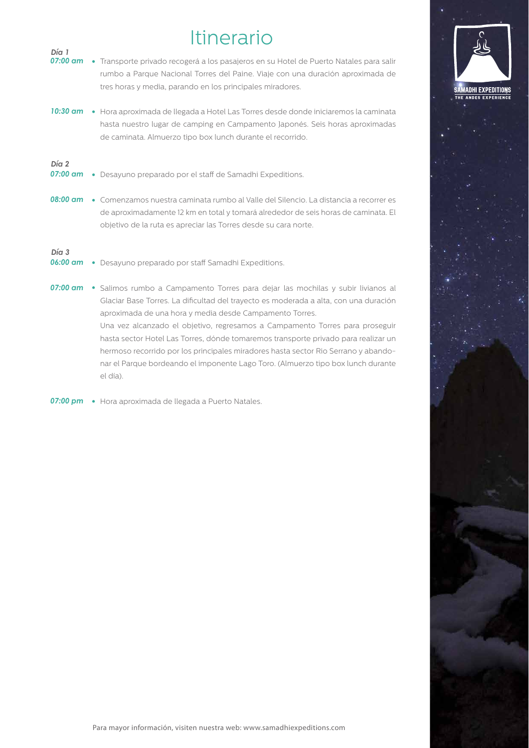# Itinerario

***Día 1***

**07:00 am**

- Transporte privado recogerá a los pasajeros en su Hotel de Puerto Natales para salir rumbo a Parque Nacional Torres del Paine. Viaje con una duración aproximada de tres horas y media, parando en los principales miradores.

**10:30 am**

- Hora aproximada de llegada a Hotel Las Torres desde donde iniciaremos la caminata hasta nuestro lugar de camping en Campamento Japonés. Seis horas aproximadas de caminata. Almuerzo tipo box lunch durante el recorrido.

***Día 2***

**07:00 am**

- Desayuno preparado por el staff de Samadhi Expeditions.

**08:00 am**

- Comenzamos nuestra caminata rumbo al Valle del Silencio. La distancia a recorrer es de aproximadamente 12 km en total y tomará alrededor de seis horas de caminata. El objetivo de la ruta es apreciar las Torres desde su cara norte.

***Día 3***

**06:00 am**

- Desayuno preparado por staff Samadhi Expeditions.

**07:00 am**

- Salimos rumbo a Campamento Torres para dejar las mochilas y subir livianos al Glaciar Base Torres. La dificultad del trayecto es moderada a alta, con una duración aproximada de una hora y media desde Campamento Torres.
  Una vez alcanzado el objetivo, regresamos a Campamento Torres para proseguir hasta sector Hotel Las Torres, dónde tomaremos transporte privado para realizar un hermoso recorrido por los principales miradores hasta sector Rio Serrano y abandonar el Parque bordeando el imponente Lago Toro. (Almuerzo tipo box lunch durante el día).

**07:00 pm**

- Hora aproximada de llegada a Puerto Natales.

Para mayor información, visiten nuestra web: www.samadhiexpeditions.com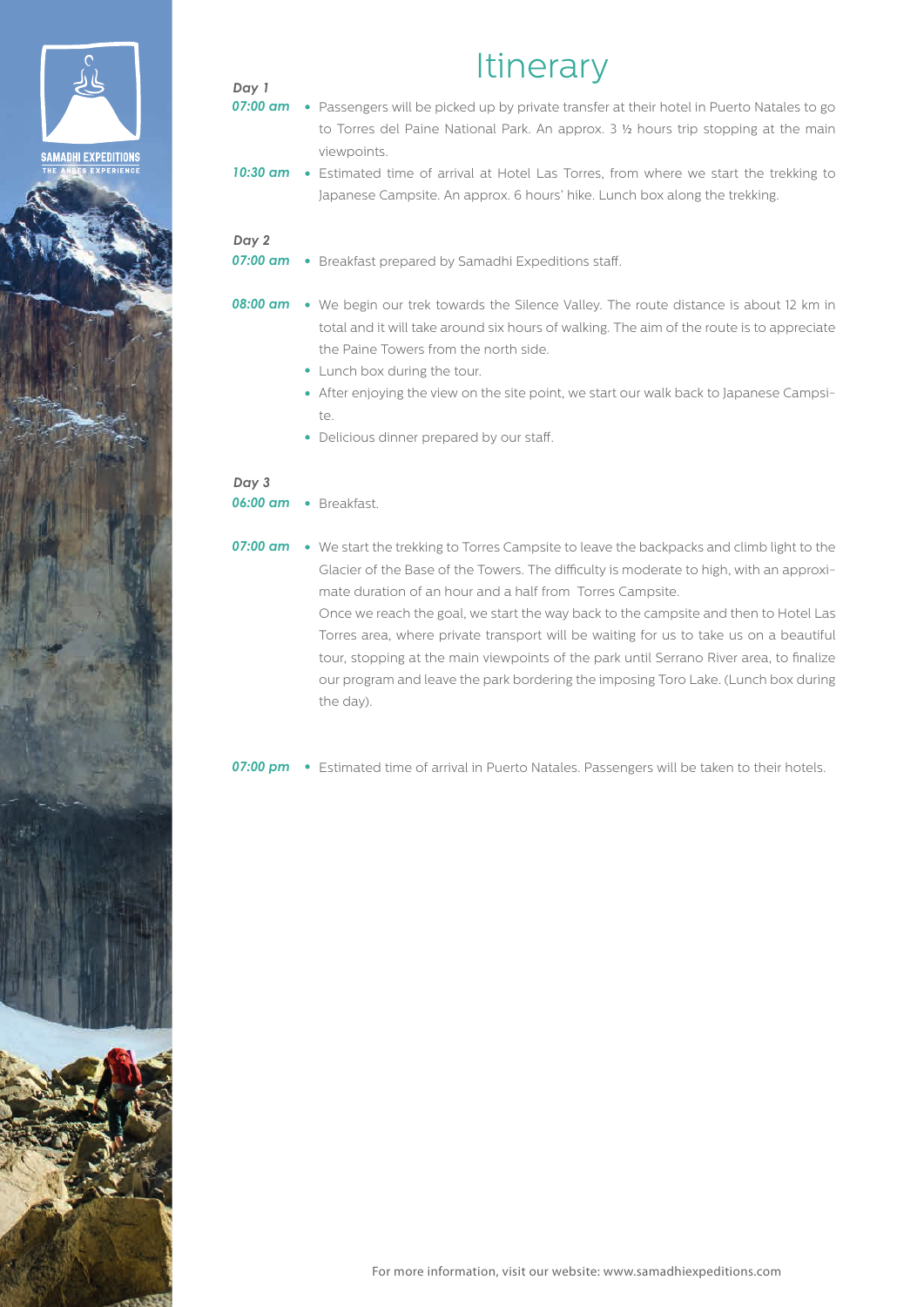# Itinerary

***Day 1***

***07:00 am***
- Passengers will be picked up by private transfer at their hotel in Puerto Natales to go to Torres del Paine National Park. An approx. 3 ½ hours trip stopping at the main viewpoints.

***10:30 am***
- Estimated time of arrival at Hotel Las Torres, from where we start the trekking to Japanese Campsite. An approx. 6 hours' hike. Lunch box along the trekking.

***Day 2***

***07:00 am***
- Breakfast prepared by Samadhi Expeditions staff.

***08:00 am***
- We begin our trek towards the Silence Valley. The route distance is about 12 km in total and it will take around six hours of walking. The aim of the route is to appreciate the Paine Towers from the north side.
- Lunch box during the tour.
- After enjoying the view on the site point, we start our walk back to Japanese Campsite.
- Delicious dinner prepared by our staff.

***Day 3***

***06:00 am***
- Breakfast.

***07:00 am***
- We start the trekking to Torres Campsite to leave the backpacks and climb light to the Glacier of the Base of the Towers. The difficulty is moderate to high, with an approximate duration of an hour and a half from Torres Campsite.
  Once we reach the goal, we start the way back to the campsite and then to Hotel Las Torres area, where private transport will be waiting for us to take us on a beautiful tour, stopping at the main viewpoints of the park until Serrano River area, to finalize our program and leave the park bordering the imposing Toro Lake. (Lunch box during the day).

***07:00 pm***
- Estimated time of arrival in Puerto Natales. Passengers will be taken to their hotels.

For more information, visit our website: www.samadhiexpeditions.com